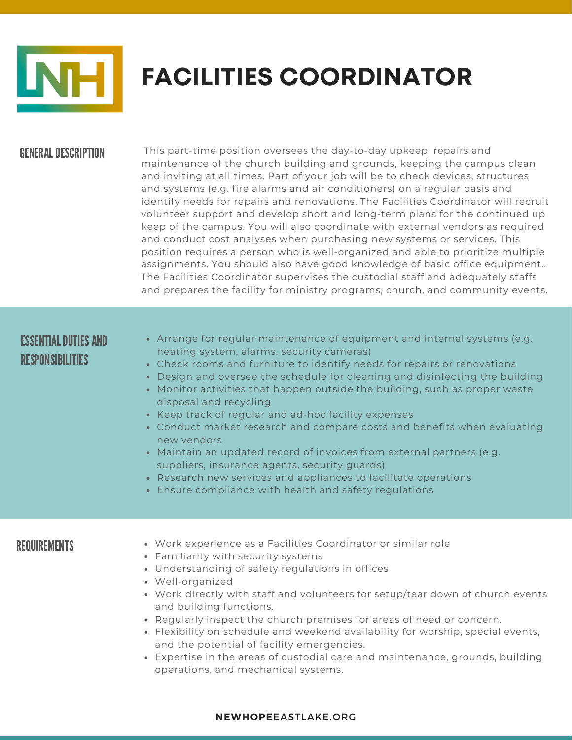# FACILITIES COORDINATOR

## GENERAL DESCRIPTION

This part-time position oversees the day-to-day upkeep, repairs and maintenance of the church building and grounds, keeping the campus clean and inviting at all times. Part of your job will be to check devices, structures and systems (e.g. fire alarms and air conditioners) on a regular basis and identify needs for repairs and renovations. The Facilities Coordinator will recruit volunteer support and develop short and long-term plans for the continued up keep of the campus. You will also coordinate with external vendors as required and conduct cost analyses when purchasing new systems or services. This position requires a person who is well-organized and able to prioritize multiple assignments. You should also have good knowledge of basic office equipment.. The Facilities Coordinator supervises the custodial staff and adequately staffs and prepares the facility for ministry programs, church, and community events.

## ESSENTIAL DUTIES AND RESPONSIBILITIES

- Arrange for regular maintenance of equipment and internal systems (e.g. heating system, alarms, security cameras)
- Check rooms and furniture to identify needs for repairs or renovations
- Design and oversee the schedule for cleaning and disinfecting the building
- Monitor activities that happen outside the building, such as proper waste disposal and recycling
- Keep track of regular and ad-hoc facility expenses
- Conduct market research and compare costs and benefits when evaluating new vendors
- Maintain an updated record of invoices from external partners (e.g. suppliers, insurance agents, security guards)
- Research new services and appliances to facilitate operations
- Ensure compliance with health and safety regulations

## REQUIREMENTS

- Work experience as a Facilities Coordinator or similar role
- Familiarity with security systems
- Understanding of safety regulations in offices
- Well-organized
- Work directly with staff and volunteers for setup/tear down of church events and building functions.
- Regularly inspect the church premises for areas of need or concern.
- Flexibility on schedule and weekend availability for worship, special events, and the potential of facility emergencies.
- Expertise in the areas of custodial care and maintenance, grounds, building operations, and mechanical systems.

**NEWHOPE**EASTLAKE.ORG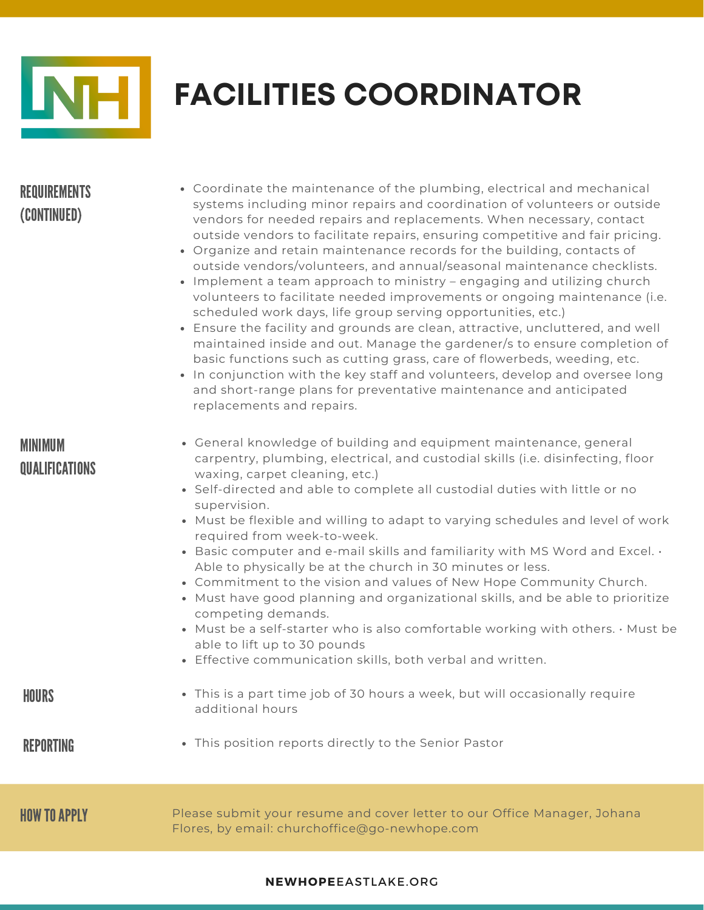# FACILITIES COORDINATOR

## REQUIREMENTS (CONTINUED)

- Coordinate the maintenance of the plumbing, electrical and mechanical systems including minor repairs and coordination of volunteers or outside vendors for needed repairs and replacements. When necessary, contact outside vendors to facilitate repairs, ensuring competitive and fair pricing.
- Organize and retain maintenance records for the building, contacts of outside vendors/volunteers, and annual/seasonal maintenance checklists.
- Implement a team approach to ministry – engaging and utilizing church volunteers to facilitate needed improvements or ongoing maintenance (i.e. scheduled work days, life group serving opportunities, etc.)
- Ensure the facility and grounds are clean, attractive, uncluttered, and well maintained inside and out. Manage the gardener/s to ensure completion of basic functions such as cutting grass, care of flowerbeds, weeding, etc.
- In conjunction with the key staff and volunteers, develop and oversee long and short-range plans for preventative maintenance and anticipated replacements and repairs.

## MINIMUM QUALIFICATIONS

- General knowledge of building and equipment maintenance, general carpentry, plumbing, electrical, and custodial skills (i.e. disinfecting, floor waxing, carpet cleaning, etc.)
- Self-directed and able to complete all custodial duties with little or no supervision.
- Must be flexible and willing to adapt to varying schedules and level of work required from week-to-week.
- Basic computer and e-mail skills and familiarity with MS Word and Excel. • Able to physically be at the church in 30 minutes or less.
- Commitment to the vision and values of New Hope Community Church.
- Must have good planning and organizational skills, and be able to prioritize competing demands.
- Must be a self-starter who is also comfortable working with others. • Must be able to lift up to 30 pounds
- Effective communication skills, both verbal and written.

## HOURS

- This is a part time job of 30 hours a week, but will occasionally require additional hours

## REPORTING

- This position reports directly to the Senior Pastor

## HOW TO APPLY

Please submit your resume and cover letter to our Office Manager, Johana Flores, by email: churchoffice@go-newhope.com

NEWHOPEEASTLAKE.ORG